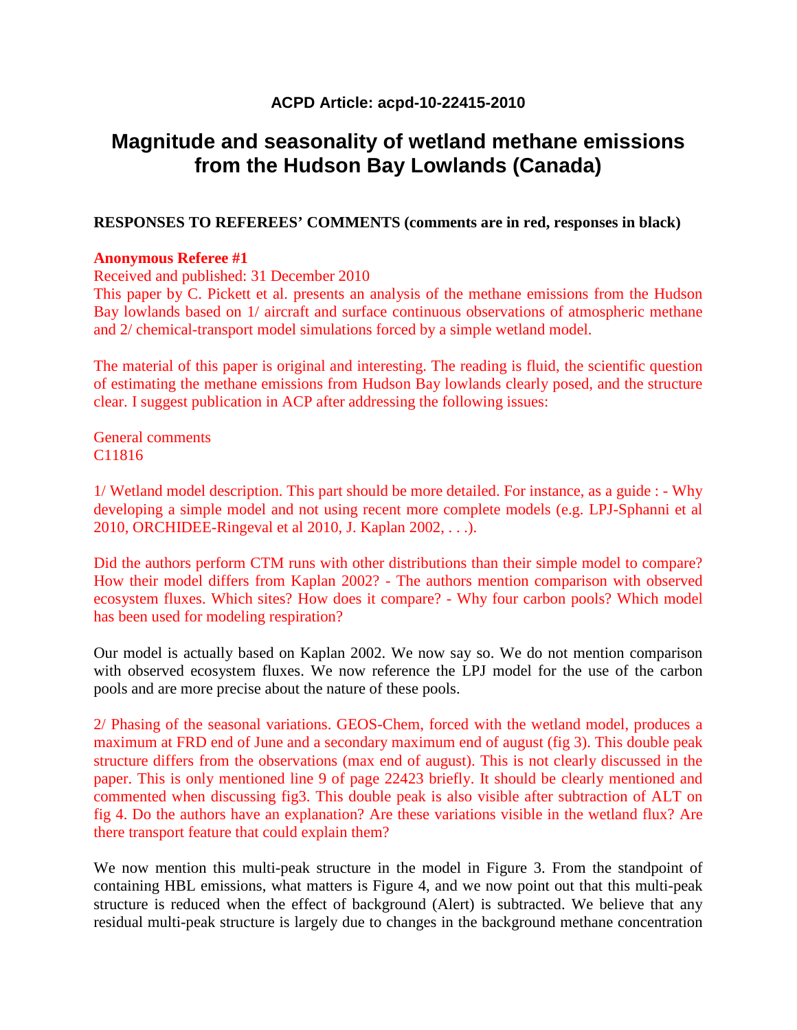**ACPD Article: acpd-10-22415-2010**

# Magnitude and seasonality of wetland methane emissions from the Hudson Bay Lowlands (Canada)

**RESPONSES TO REFEREES' COMMENTS (comments are in red, responses in black)**

**Anonymous Referee #1**

Received and published: 31 December 2010

This paper by C. Pickett et al. presents an analysis of the methane emissions from the Hudson Bay lowlands based on 1/ aircraft and surface continuous observations of atmospheric methane and 2/ chemical-transport model simulations forced by a simple wetland model.

The material of this paper is original and interesting. The reading is fluid, the scientific question of estimating the methane emissions from Hudson Bay lowlands clearly posed, and the structure clear. I suggest publication in ACP after addressing the following issues:

General comments
C11816

1/ Wetland model description. This part should be more detailed. For instance, as a guide : - Why developing a simple model and not using recent more complete models (e.g. LPJ-Sphanni et al 2010, ORCHIDEE-Ringeval et al 2010, J. Kaplan 2002, . . .).

Did the authors perform CTM runs with other distributions than their simple model to compare? How their model differs from Kaplan 2002? - The authors mention comparison with observed ecosystem fluxes. Which sites? How does it compare? - Why four carbon pools? Which model has been used for modeling respiration?

Our model is actually based on Kaplan 2002. We now say so. We do not mention comparison with observed ecosystem fluxes. We now reference the LPJ model for the use of the carbon pools and are more precise about the nature of these pools.

2/ Phasing of the seasonal variations. GEOS-Chem, forced with the wetland model, produces a maximum at FRD end of June and a secondary maximum end of august (fig 3). This double peak structure differs from the observations (max end of august). This is not clearly discussed in the paper. This is only mentioned line 9 of page 22423 briefly. It should be clearly mentioned and commented when discussing fig3. This double peak is also visible after subtraction of ALT on fig 4. Do the authors have an explanation? Are these variations visible in the wetland flux? Are there transport feature that could explain them?

We now mention this multi-peak structure in the model in Figure 3. From the standpoint of containing HBL emissions, what matters is Figure 4, and we now point out that this multi-peak structure is reduced when the effect of background (Alert) is subtracted. We believe that any residual multi-peak structure is largely due to changes in the background methane concentration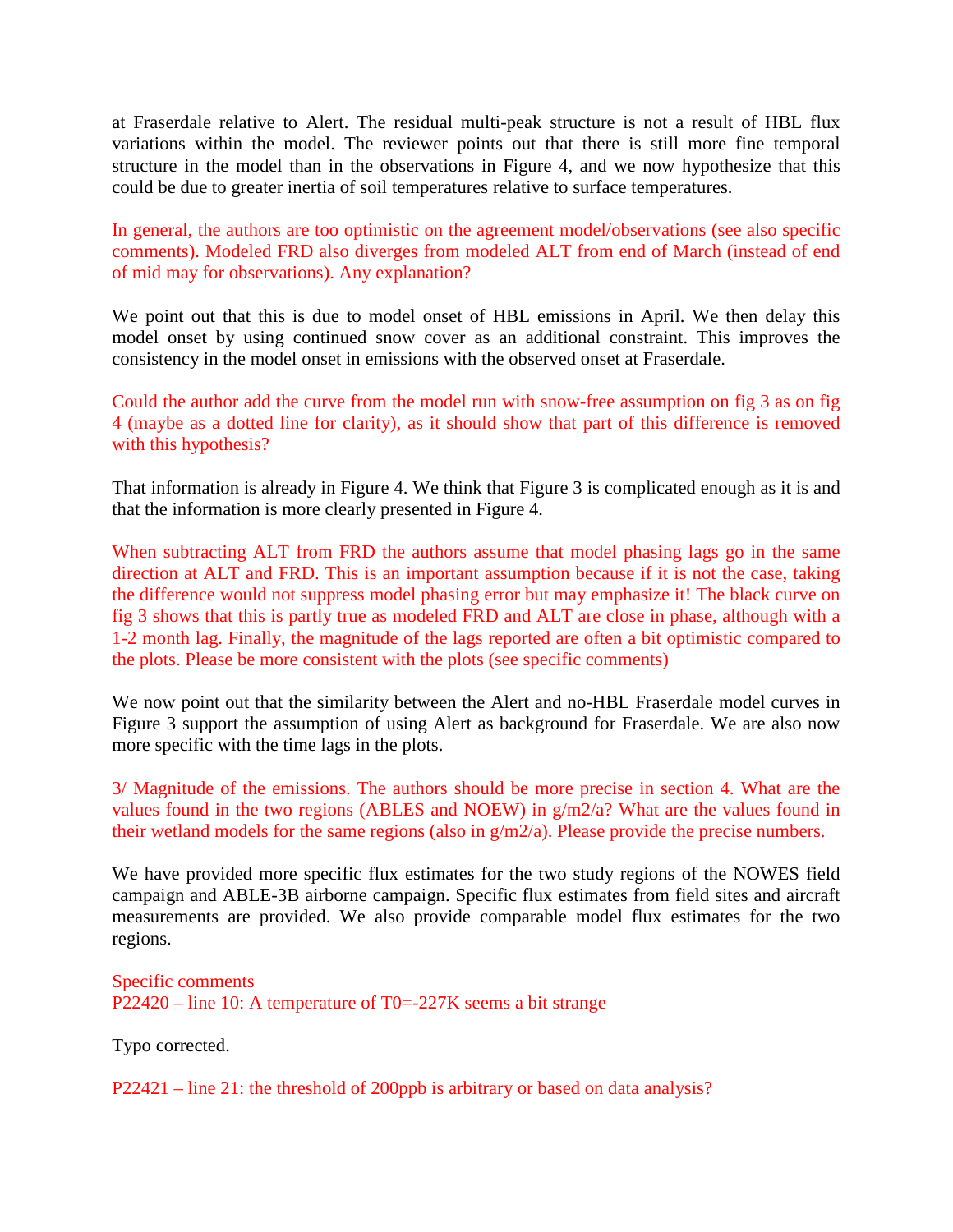at Fraserdale relative to Alert. The residual multi-peak structure is not a result of HBL flux variations within the model. The reviewer points out that there is still more fine temporal structure in the model than in the observations in Figure 4, and we now hypothesize that this could be due to greater inertia of soil temperatures relative to surface temperatures.

In general, the authors are too optimistic on the agreement model/observations (see also specific comments). Modeled FRD also diverges from modeled ALT from end of March (instead of end of mid may for observations). Any explanation?

We point out that this is due to model onset of HBL emissions in April. We then delay this model onset by using continued snow cover as an additional constraint. This improves the consistency in the model onset in emissions with the observed onset at Fraserdale.

Could the author add the curve from the model run with snow-free assumption on fig 3 as on fig 4 (maybe as a dotted line for clarity), as it should show that part of this difference is removed with this hypothesis?

That information is already in Figure 4. We think that Figure 3 is complicated enough as it is and that the information is more clearly presented in Figure 4.

When subtracting ALT from FRD the authors assume that model phasing lags go in the same direction at ALT and FRD. This is an important assumption because if it is not the case, taking the difference would not suppress model phasing error but may emphasize it! The black curve on fig 3 shows that this is partly true as modeled FRD and ALT are close in phase, although with a 1-2 month lag. Finally, the magnitude of the lags reported are often a bit optimistic compared to the plots. Please be more consistent with the plots (see specific comments)

We now point out that the similarity between the Alert and no-HBL Fraserdale model curves in Figure 3 support the assumption of using Alert as background for Fraserdale. We are also now more specific with the time lags in the plots.

3/ Magnitude of the emissions. The authors should be more precise in section 4. What are the values found in the two regions (ABLES and NOEW) in g/m2/a? What are the values found in their wetland models for the same regions (also in g/m2/a). Please provide the precise numbers.

We have provided more specific flux estimates for the two study regions of the NOWES field campaign and ABLE-3B airborne campaign. Specific flux estimates from field sites and aircraft measurements are provided. We also provide comparable model flux estimates for the two regions.

Specific comments

P22420 – line 10: A temperature of $T_0$=-227K seems a bit strange

Typo corrected.

P22421 – line 21: the threshold of 200ppb is arbitrary or based on data analysis?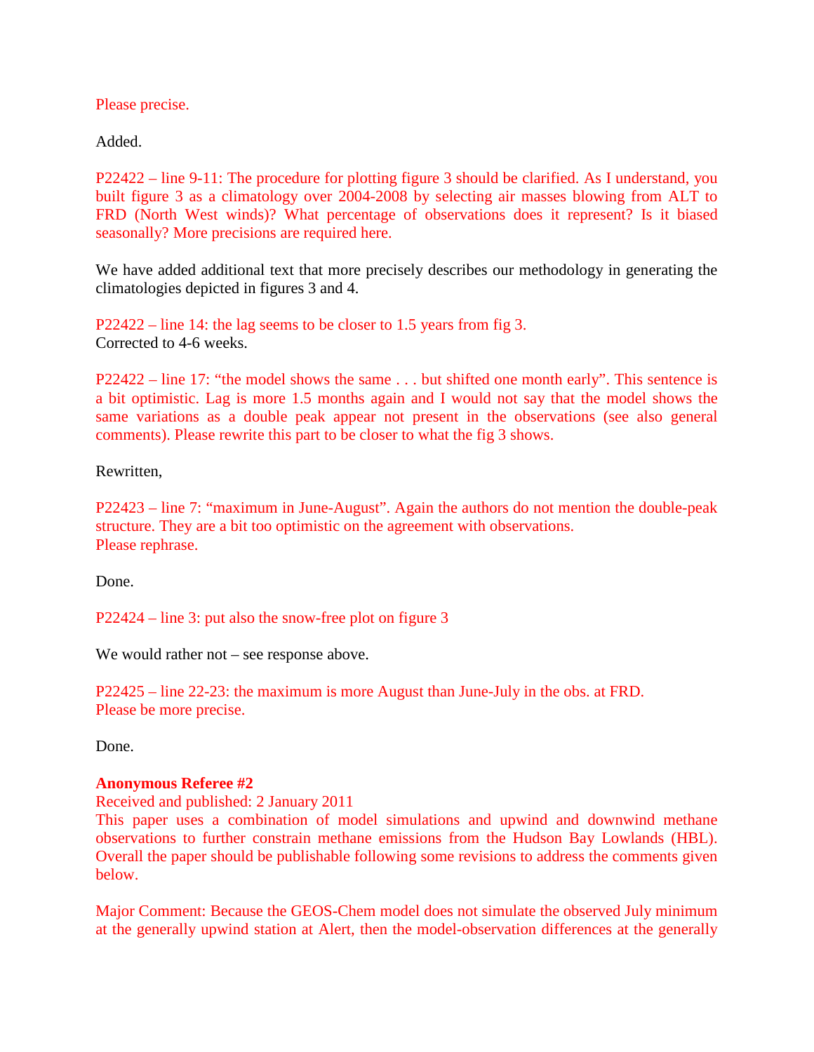Please precise.

Added.

P22422 – line 9-11: The procedure for plotting figure 3 should be clarified. As I understand, you built figure 3 as a climatology over 2004-2008 by selecting air masses blowing from ALT to FRD (North West winds)? What percentage of observations does it represent? Is it biased seasonally? More precisions are required here.

We have added additional text that more precisely describes our methodology in generating the climatologies depicted in figures 3 and 4.

P22422 – line 14: the lag seems to be closer to 1.5 years from fig 3.
Corrected to 4-6 weeks.

P22422 – line 17: "the model shows the same . . . but shifted one month early". This sentence is a bit optimistic. Lag is more 1.5 months again and I would not say that the model shows the same variations as a double peak appear not present in the observations (see also general comments). Please rewrite this part to be closer to what the fig 3 shows.

Rewritten,

P22423 – line 7: "maximum in June-August". Again the authors do not mention the double-peak structure. They are a bit too optimistic on the agreement with observations.
Please rephrase.

Done.

P22424 – line 3: put also the snow-free plot on figure 3

We would rather not – see response above.

P22425 – line 22-23: the maximum is more August than June-July in the obs. at FRD.
Please be more precise.

Done.

**Anonymous Referee #2**
Received and published: 2 January 2011
This paper uses a combination of model simulations and upwind and downwind methane observations to further constrain methane emissions from the Hudson Bay Lowlands (HBL). Overall the paper should be publishable following some revisions to address the comments given below.

Major Comment: Because the GEOS-Chem model does not simulate the observed July minimum at the generally upwind station at Alert, then the model-observation differences at the generally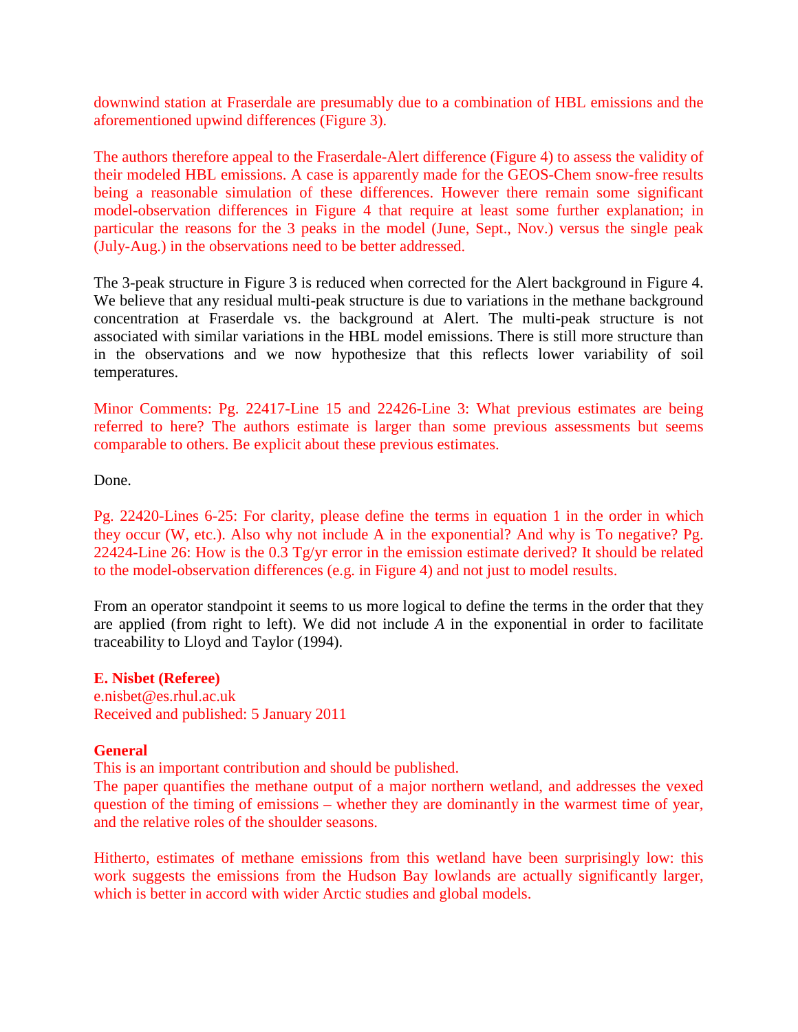downwind station at Fraserdale are presumably due to a combination of HBL emissions and the aforementioned upwind differences (Figure 3).

The authors therefore appeal to the Fraserdale-Alert difference (Figure 4) to assess the validity of their modeled HBL emissions. A case is apparently made for the GEOS-Chem snow-free results being a reasonable simulation of these differences. However there remain some significant model-observation differences in Figure 4 that require at least some further explanation; in particular the reasons for the 3 peaks in the model (June, Sept., Nov.) versus the single peak (July-Aug.) in the observations need to be better addressed.

The 3-peak structure in Figure 3 is reduced when corrected for the Alert background in Figure 4. We believe that any residual multi-peak structure is due to variations in the methane background concentration at Fraserdale vs. the background at Alert. The multi-peak structure is not associated with similar variations in the HBL model emissions. There is still more structure than in the observations and we now hypothesize that this reflects lower variability of soil temperatures.

Minor Comments: Pg. 22417-Line 15 and 22426-Line 3: What previous estimates are being referred to here? The authors estimate is larger than some previous assessments but seems comparable to others. Be explicit about these previous estimates.

Done.

Pg. 22420-Lines 6-25: For clarity, please define the terms in equation 1 in the order in which they occur (W, etc.). Also why not include A in the exponential? And why is To negative? Pg. 22424-Line 26: How is the 0.3 Tg/yr error in the emission estimate derived? It should be related to the model-observation differences (e.g. in Figure 4) and not just to model results.

From an operator standpoint it seems to us more logical to define the terms in the order that they are applied (from right to left). We did not include *A* in the exponential in order to facilitate traceability to Lloyd and Taylor (1994).

**E. Nisbet (Referee)**
e.nisbet@es.rhul.ac.uk
Received and published: 5 January 2011

**General**
This is an important contribution and should be published.
The paper quantifies the methane output of a major northern wetland, and addresses the vexed question of the timing of emissions – whether they are dominantly in the warmest time of year, and the relative roles of the shoulder seasons.

Hitherto, estimates of methane emissions from this wetland have been surprisingly low: this work suggests the emissions from the Hudson Bay lowlands are actually significantly larger, which is better in accord with wider Arctic studies and global models.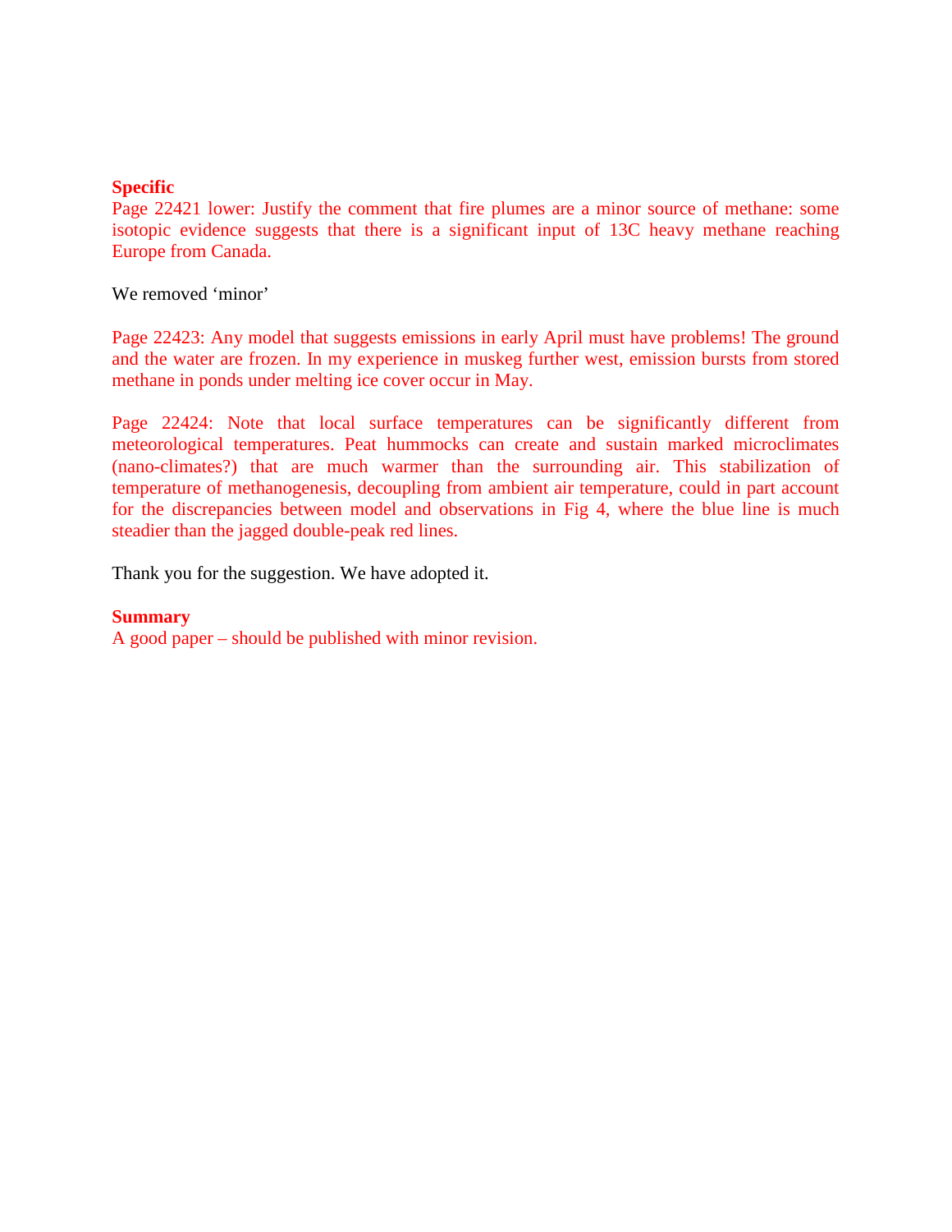**Specific**

Page 22421 lower: Justify the comment that fire plumes are a minor source of methane: some isotopic evidence suggests that there is a significant input of 13C heavy methane reaching Europe from Canada.

We removed 'minor'

Page 22423: Any model that suggests emissions in early April must have problems! The ground and the water are frozen. In my experience in muskeg further west, emission bursts from stored methane in ponds under melting ice cover occur in May.

Page 22424: Note that local surface temperatures can be significantly different from meteorological temperatures. Peat hummocks can create and sustain marked microclimates (nano-climates?) that are much warmer than the surrounding air. This stabilization of temperature of methanogenesis, decoupling from ambient air temperature, could in part account for the discrepancies between model and observations in Fig 4, where the blue line is much steadier than the jagged double-peak red lines.

Thank you for the suggestion. We have adopted it.

**Summary**

A good paper – should be published with minor revision.